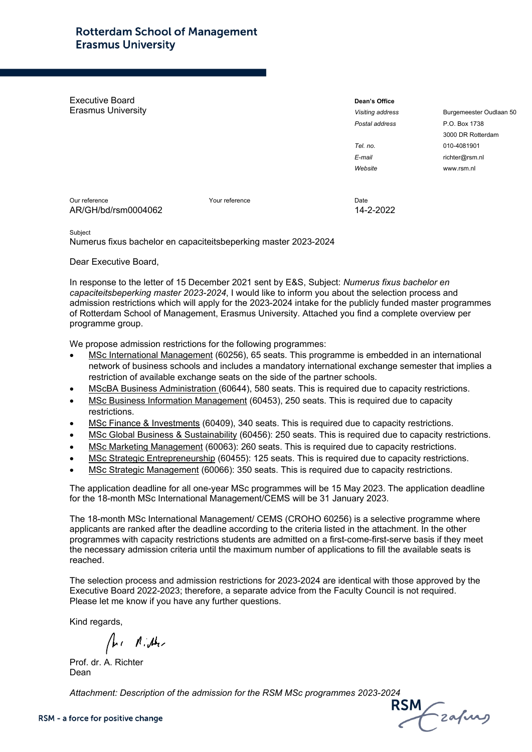**Rotterdam School of Management**
**Erasmus University**

Executive Board
Erasmus University

**Dean's Office**

| | |
|---|---|
| *Visiting address* | Burgemeester Oudlaan 50 |
| *Postal address* | P.O. Box 1738 |
| | 3000 DR Rotterdam |
| *Tel. no.* | 010-4081901 |
| *E-mail* | richter@rsm.nl |
| *Website* | www.rsm.nl |

| Our reference | Your reference | Date |
|---|---|---|
| AR/GH/bd/rsm0004062 | | 14-2-2022 |

Subject
Numerus fixus bachelor en capaciteitsbeperking master 2023-2024

Dear Executive Board,

In response to the letter of 15 December 2021 sent by E&S, Subject: *Numerus fixus bachelor en capaciteitsbeperking master 2023-2024*, I would like to inform you about the selection process and admission restrictions which will apply for the 2023-2024 intake for the publicly funded master programmes of Rotterdam School of Management, Erasmus University. Attached you find a complete overview per programme group.

We propose admission restrictions for the following programmes:

- MSc International Management (60256), 65 seats. This programme is embedded in an international network of business schools and includes a mandatory international exchange semester that implies a restriction of available exchange seats on the side of the partner schools.
- MScBA Business Administration (60644), 580 seats. This is required due to capacity restrictions.
- MSc Business Information Management (60453), 250 seats. This is required due to capacity restrictions.
- MSc Finance & Investments (60409), 340 seats. This is required due to capacity restrictions.
- MSc Global Business & Sustainability (60456): 250 seats. This is required due to capacity restrictions.
- MSc Marketing Management (60063): 260 seats. This is required due to capacity restrictions.
- MSc Strategic Entrepreneurship (60455): 125 seats. This is required due to capacity restrictions.
- MSc Strategic Management (60066): 350 seats. This is required due to capacity restrictions.

The application deadline for all one-year MSc programmes will be 15 May 2023. The application deadline for the 18-month MSc International Management/CEMS will be 31 January 2023.

The 18-month MSc International Management/ CEMS (CROHO 60256) is a selective programme where applicants are ranked after the deadline according to the criteria listed in the attachment. In the other programmes with capacity restrictions students are admitted on a first-come-first-serve basis if they meet the necessary admission criteria until the maximum number of applications to fill the available seats is reached.

The selection process and admission restrictions for 2023-2024 are identical with those approved by the Executive Board 2022-2023; therefore, a separate advice from the Faculty Council is not required. Please let me know if you have any further questions.

Kind regards,

Prof. dr. A. Richter
Dean

*Attachment: Description of the admission for the RSM MSc programmes 2023-2024*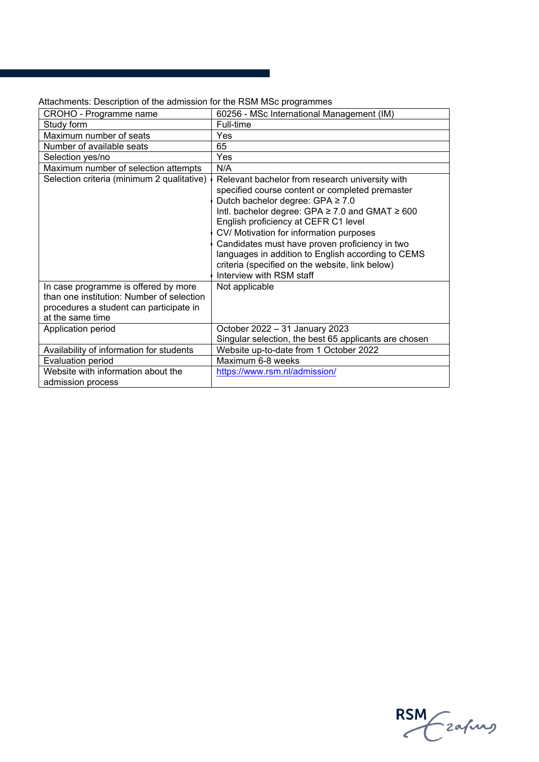Attachments: Description of the admission for the RSM MSc programmes

| CROHO - Programme name | 60256 - MSc International Management (IM) |
|---|---|
| Study form | Full-time |
| Maximum number of seats | Yes |
| Number of available seats | 65 |
| Selection yes/no | Yes |
| Maximum number of selection attempts | N/A |
| Selection criteria (minimum 2 qualitative) | - Relevant bachelor from research university with specified course content or completed premaster<br>- Dutch bachelor degree: GPA ≥ 7.0<br>- Intl. bachelor degree: GPA ≥ 7.0 and GMAT ≥ 600<br>- English proficiency at CEFR C1 level<br>- CV/ Motivation for information purposes<br>- Candidates must have proven proficiency in two languages in addition to English according to CEMS criteria (specified on the website, link below)<br>- Interview with RSM staff |
| In case programme is offered by more than one institution: Number of selection procedures a student can participate in at the same time | Not applicable |
| Application period | October 2022 – 31 January 2023<br>Singular selection, the best 65 applicants are chosen |
| Availability of information for students | Website up-to-date from 1 October 2022 |
| Evaluation period | Maximum 6-8 weeks |
| Website with information about the admission process | https://www.rsm.nl/admission/ |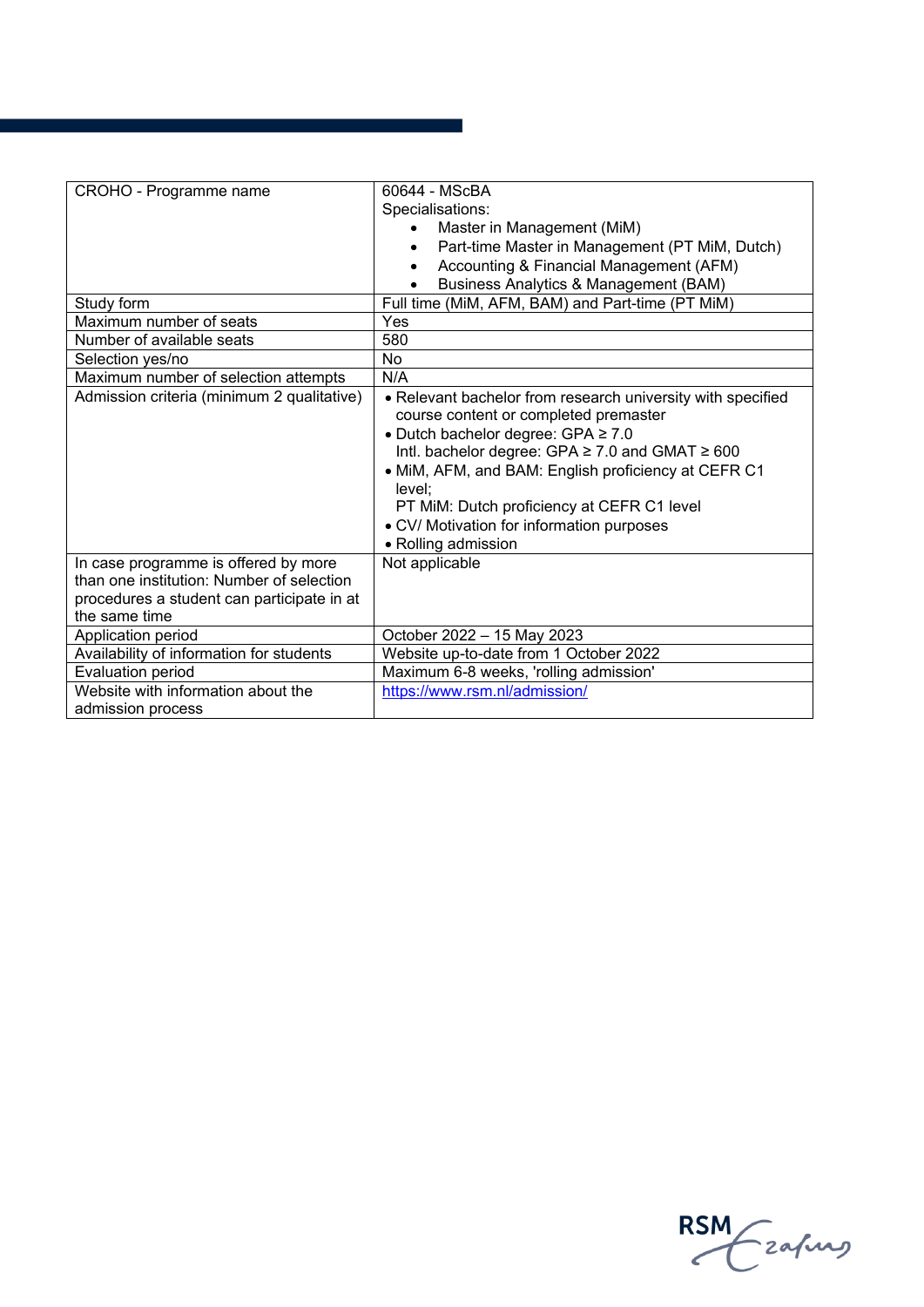| CROHO - Programme name | 60644 - MScBA<br>Specialisations:<br>• Master in Management (MiM)<br>• Part-time Master in Management (PT MiM, Dutch)<br>• Accounting & Financial Management (AFM)<br>• Business Analytics & Management (BAM) |
|---|---|
| Study form | Full time (MiM, AFM, BAM) and Part-time (PT MiM) |
| Maximum number of seats | Yes |
| Number of available seats | 580 |
| Selection yes/no | No |
| Maximum number of selection attempts | N/A |
| Admission criteria (minimum 2 qualitative) | • Relevant bachelor from research university with specified course content or completed premaster<br>• Dutch bachelor degree: GPA ≥ 7.0<br>Intl. bachelor degree: GPA ≥ 7.0 and GMAT ≥ 600<br>• MiM, AFM, and BAM: English proficiency at CEFR C1 level;<br>PT MiM: Dutch proficiency at CEFR C1 level<br>• CV/ Motivation for information purposes<br>• Rolling admission |
| In case programme is offered by more than one institution: Number of selection procedures a student can participate in at the same time | Not applicable |
| Application period | October 2022 – 15 May 2023 |
| Availability of information for students | Website up-to-date from 1 October 2022 |
| Evaluation period | Maximum 6-8 weeks, 'rolling admission' |
| Website with information about the admission process | https://www.rsm.nl/admission/ |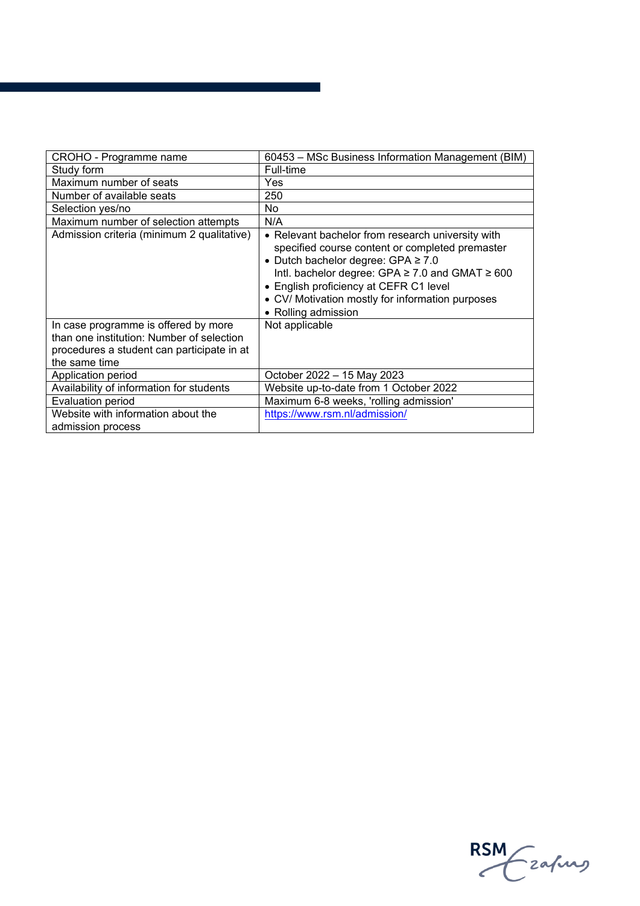| CROHO - Programme name | 60453 – MSc Business Information Management (BIM) |
|---|---|
| Study form | Full-time |
| Maximum number of seats | Yes |
| Number of available seats | 250 |
| Selection yes/no | No |
| Maximum number of selection attempts | N/A |
| Admission criteria (minimum 2 qualitative) | • Relevant bachelor from research university with specified course content or completed premaster<br>• Dutch bachelor degree: GPA ≥ 7.0<br>Intl. bachelor degree: GPA ≥ 7.0 and GMAT ≥ 600<br>• English proficiency at CEFR C1 level<br>• CV/ Motivation mostly for information purposes<br>• Rolling admission |
| In case programme is offered by more than one institution: Number of selection procedures a student can participate in at the same time | Not applicable |
| Application period | October 2022 – 15 May 2023 |
| Availability of information for students | Website up-to-date from 1 October 2022 |
| Evaluation period | Maximum 6-8 weeks, 'rolling admission' |
| Website with information about the admission process | https://www.rsm.nl/admission/ |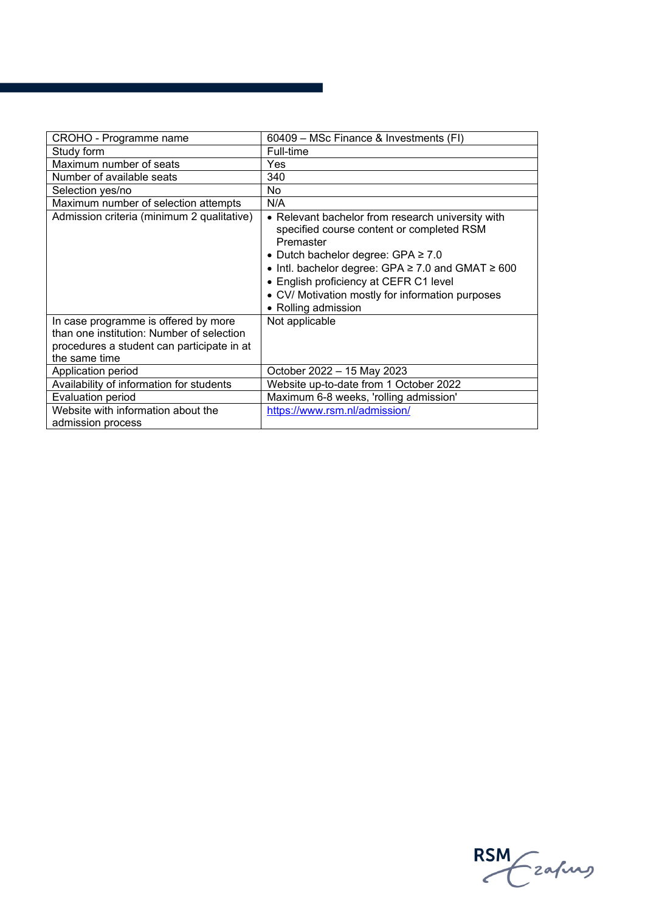| CROHO - Programme name | 60409 – MSc Finance & Investments (FI) |
|---|---|
| Study form | Full-time |
| Maximum number of seats | Yes |
| Number of available seats | 340 |
| Selection yes/no | No |
| Maximum number of selection attempts | N/A |
| Admission criteria (minimum 2 qualitative) | • Relevant bachelor from research university with specified course content or completed RSM Premaster<br>• Dutch bachelor degree: GPA ≥ 7.0<br>• Intl. bachelor degree: GPA ≥ 7.0 and GMAT ≥ 600<br>• English proficiency at CEFR C1 level<br>• CV/ Motivation mostly for information purposes<br>• Rolling admission |
| In case programme is offered by more than one institution: Number of selection procedures a student can participate in at the same time | Not applicable |
| Application period | October 2022 – 15 May 2023 |
| Availability of information for students | Website up-to-date from 1 October 2022 |
| Evaluation period | Maximum 6-8 weeks, 'rolling admission' |
| Website with information about the admission process | https://www.rsm.nl/admission/ |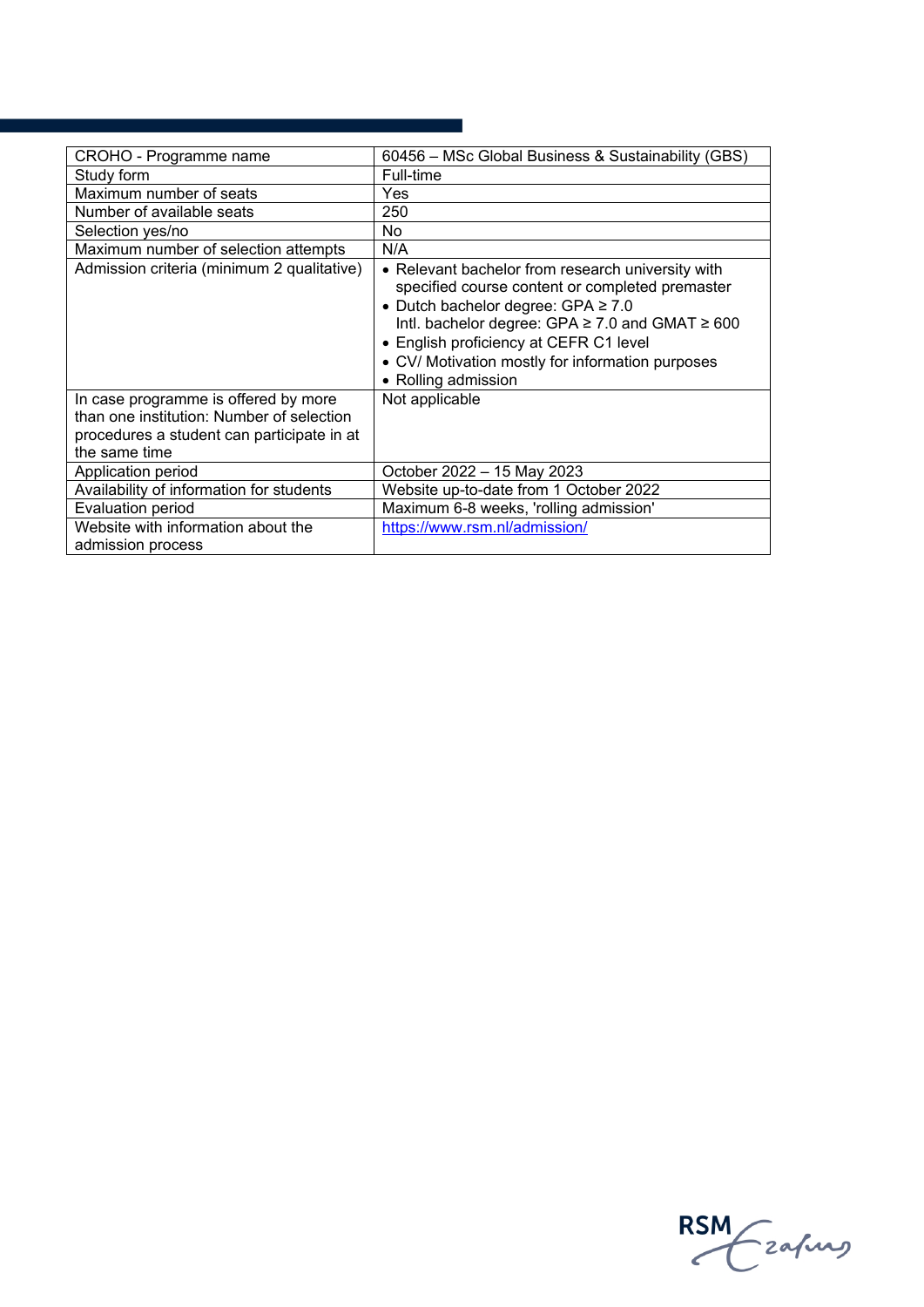| CROHO - Programme name | 60456 – MSc Global Business & Sustainability (GBS) |
| --- | --- |
| Study form | Full-time |
| Maximum number of seats | Yes |
| Number of available seats | 250 |
| Selection yes/no | No |
| Maximum number of selection attempts | N/A |
| Admission criteria (minimum 2 qualitative) | • Relevant bachelor from research university with specified course content or completed premaster<br>• Dutch bachelor degree: GPA ≥ 7.0<br>Intl. bachelor degree: GPA ≥ 7.0 and GMAT ≥ 600<br>• English proficiency at CEFR C1 level<br>• CV/ Motivation mostly for information purposes<br>• Rolling admission |
| In case programme is offered by more than one institution: Number of selection procedures a student can participate in at the same time | Not applicable |
| Application period | October 2022 – 15 May 2023 |
| Availability of information for students | Website up-to-date from 1 October 2022 |
| Evaluation period | Maximum 6-8 weeks, 'rolling admission' |
| Website with information about the admission process | https://www.rsm.nl/admission/ |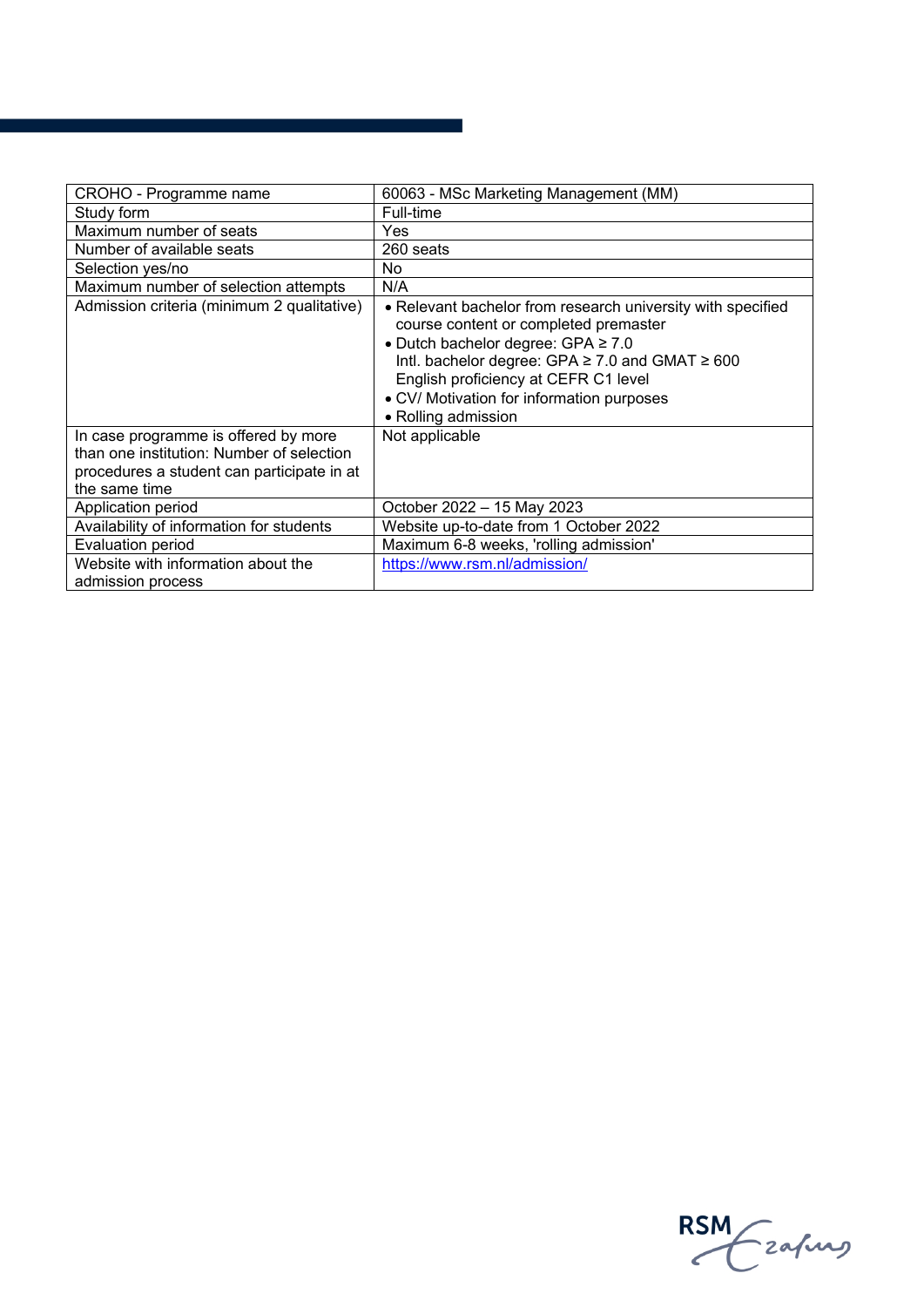| CROHO - Programme name | 60063 - MSc Marketing Management (MM) |
|---|---|
| Study form | Full-time |
| Maximum number of seats | Yes |
| Number of available seats | 260 seats |
| Selection yes/no | No |
| Maximum number of selection attempts | N/A |
| Admission criteria (minimum 2 qualitative) | • Relevant bachelor from research university with specified course content or completed premaster<br>• Dutch bachelor degree: GPA ≥ 7.0<br>Intl. bachelor degree: GPA ≥ 7.0 and GMAT ≥ 600<br>English proficiency at CEFR C1 level<br>• CV/ Motivation for information purposes<br>• Rolling admission |
| In case programme is offered by more than one institution: Number of selection procedures a student can participate in at the same time | Not applicable |
| Application period | October 2022 – 15 May 2023 |
| Availability of information for students | Website up-to-date from 1 October 2022 |
| Evaluation period | Maximum 6-8 weeks, 'rolling admission' |
| Website with information about the admission process | https://www.rsm.nl/admission/ |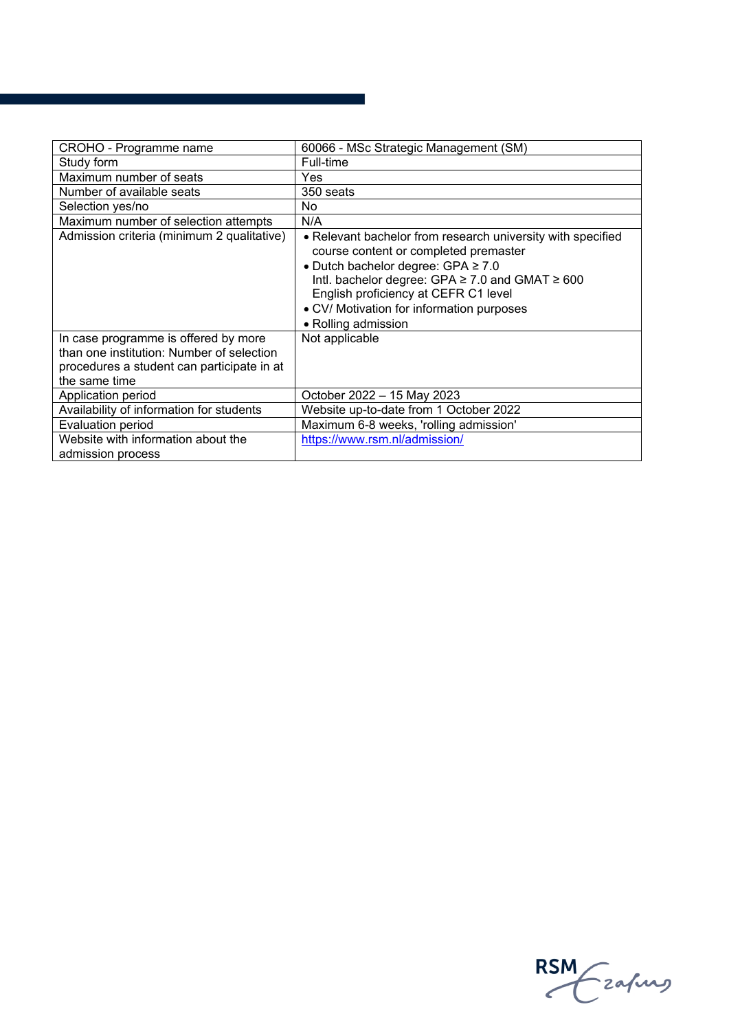| CROHO - Programme name | 60066 - MSc Strategic Management (SM) |
|---|---|
| Study form | Full-time |
| Maximum number of seats | Yes |
| Number of available seats | 350 seats |
| Selection yes/no | No |
| Maximum number of selection attempts | N/A |
| Admission criteria (minimum 2 qualitative) | • Relevant bachelor from research university with specified course content or completed premaster<br>• Dutch bachelor degree: GPA ≥ 7.0<br>Intl. bachelor degree: GPA ≥ 7.0 and GMAT ≥ 600<br>English proficiency at CEFR C1 level<br>• CV/ Motivation for information purposes<br>• Rolling admission |
| In case programme is offered by more than one institution: Number of selection procedures a student can participate in at the same time | Not applicable |
| Application period | October 2022 – 15 May 2023 |
| Availability of information for students | Website up-to-date from 1 October 2022 |
| Evaluation period | Maximum 6-8 weeks, 'rolling admission' |
| Website with information about the admission process | https://www.rsm.nl/admission/ |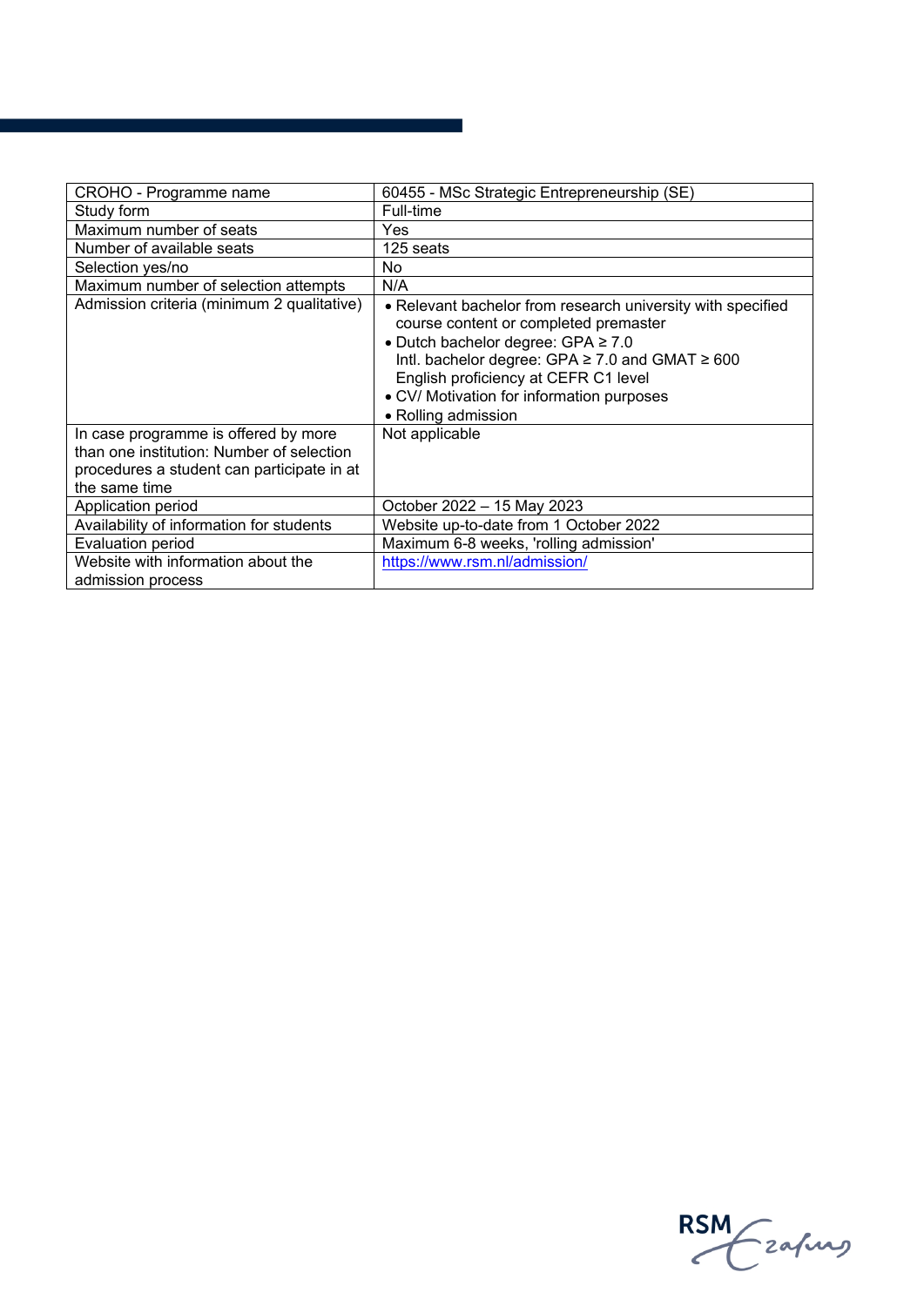| CROHO - Programme name | 60455 - MSc Strategic Entrepreneurship (SE) |
|---|---|
| Study form | Full-time |
| Maximum number of seats | Yes |
| Number of available seats | 125 seats |
| Selection yes/no | No |
| Maximum number of selection attempts | N/A |
| Admission criteria (minimum 2 qualitative) | • Relevant bachelor from research university with specified course content or completed premaster<br>• Dutch bachelor degree: GPA ≥ 7.0<br>Intl. bachelor degree: GPA ≥ 7.0 and GMAT ≥ 600<br>English proficiency at CEFR C1 level<br>• CV/ Motivation for information purposes<br>• Rolling admission |
| In case programme is offered by more than one institution: Number of selection procedures a student can participate in at the same time | Not applicable |
| Application period | October 2022 – 15 May 2023 |
| Availability of information for students | Website up-to-date from 1 October 2022 |
| Evaluation period | Maximum 6-8 weeks, 'rolling admission' |
| Website with information about the admission process | https://www.rsm.nl/admission/ |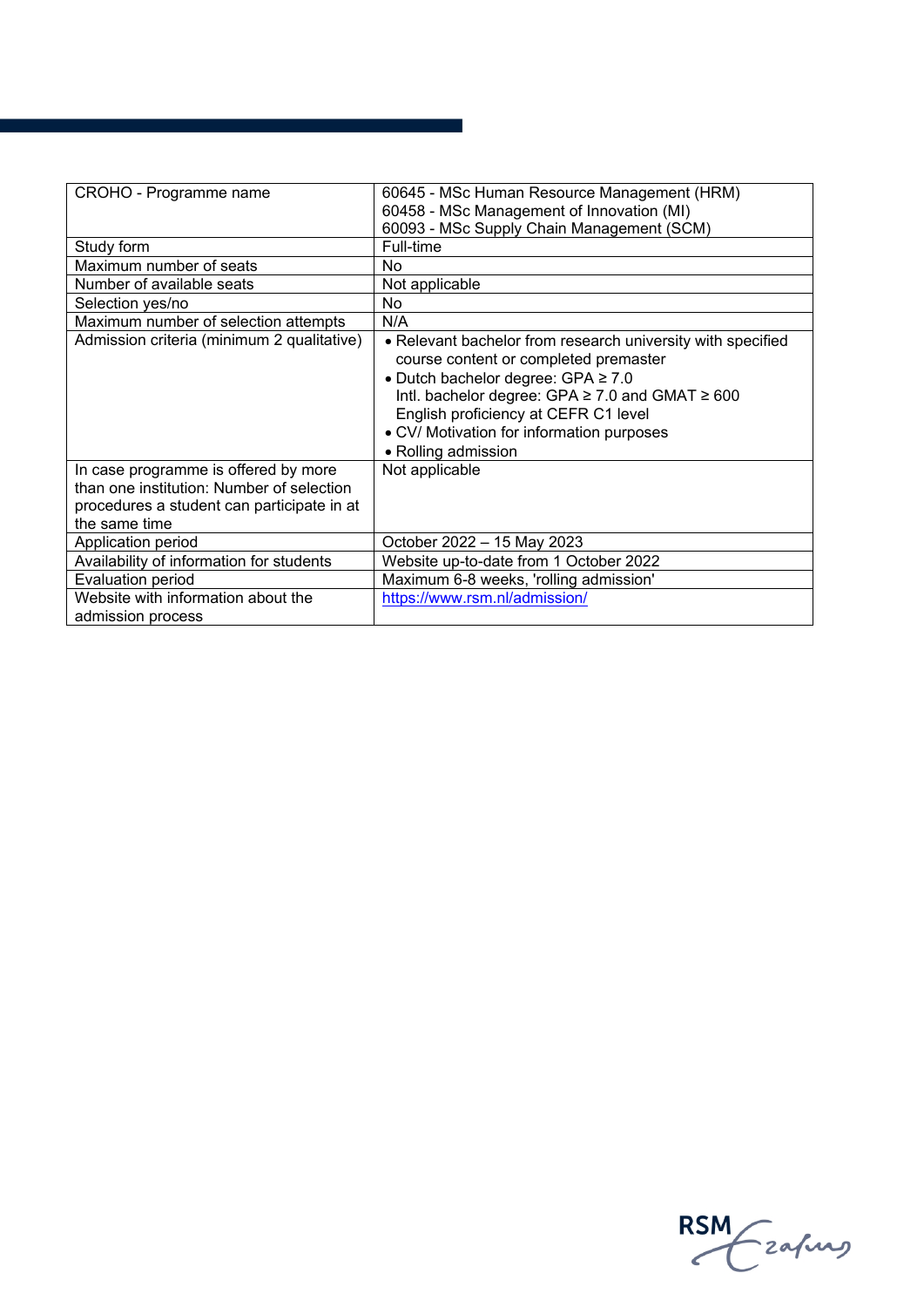| | |
|---|---|
| CROHO - Programme name | 60645 - MSc Human Resource Management (HRM)<br>60458 - MSc Management of Innovation (MI)<br>60093 - MSc Supply Chain Management (SCM) |
| Study form | Full-time |
| Maximum number of seats | No |
| Number of available seats | Not applicable |
| Selection yes/no | No |
| Maximum number of selection attempts | N/A |
| Admission criteria (minimum 2 qualitative) | • Relevant bachelor from research university with specified course content or completed premaster<br>• Dutch bachelor degree: GPA ≥ 7.0<br>Intl. bachelor degree: GPA ≥ 7.0 and GMAT ≥ 600<br>English proficiency at CEFR C1 level<br>• CV/ Motivation for information purposes<br>• Rolling admission |
| In case programme is offered by more than one institution: Number of selection procedures a student can participate in at the same time | Not applicable |
| Application period | October 2022 – 15 May 2023 |
| Availability of information for students | Website up-to-date from 1 October 2022 |
| Evaluation period | Maximum 6-8 weeks, 'rolling admission' |
| Website with information about the admission process | https://www.rsm.nl/admission/ |